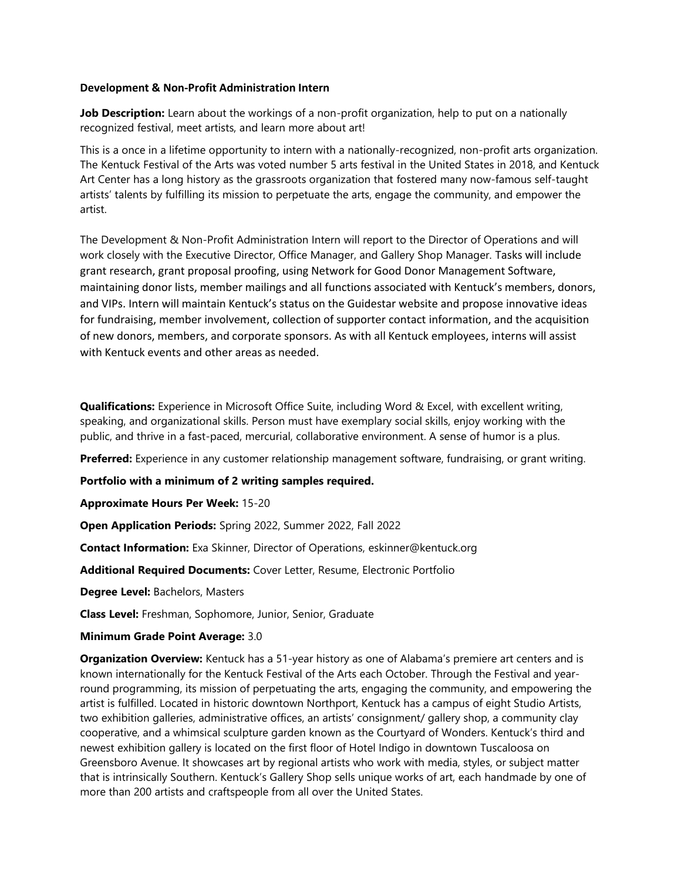**Development & Non-Profit Administration Intern**

**Job Description:** Learn about the workings of a non-profit organization, help to put on a nationally recognized festival, meet artists, and learn more about art!

This is a once in a lifetime opportunity to intern with a nationally-recognized, non-profit arts organization. The Kentuck Festival of the Arts was voted number 5 arts festival in the United States in 2018, and Kentuck Art Center has a long history as the grassroots organization that fostered many now-famous self-taught artists' talents by fulfilling its mission to perpetuate the arts, engage the community, and empower the artist.

The Development & Non-Profit Administration Intern will report to the Director of Operations and will work closely with the Executive Director, Office Manager, and Gallery Shop Manager. Tasks will include grant research, grant proposal proofing, using Network for Good Donor Management Software, maintaining donor lists, member mailings and all functions associated with Kentuck's members, donors, and VIPs. Intern will maintain Kentuck's status on the Guidestar website and propose innovative ideas for fundraising, member involvement, collection of supporter contact information, and the acquisition of new donors, members, and corporate sponsors. As with all Kentuck employees, interns will assist with Kentuck events and other areas as needed.

**Qualifications:** Experience in Microsoft Office Suite, including Word & Excel, with excellent writing, speaking, and organizational skills. Person must have exemplary social skills, enjoy working with the public, and thrive in a fast-paced, mercurial, collaborative environment. A sense of humor is a plus.

**Preferred:** Experience in any customer relationship management software, fundraising, or grant writing.

**Portfolio with a minimum of 2 writing samples required.**

**Approximate Hours Per Week:** 15-20

**Open Application Periods:** Spring 2022, Summer 2022, Fall 2022

**Contact Information:** Exa Skinner, Director of Operations, eskinner@kentuck.org

**Additional Required Documents:** Cover Letter, Resume, Electronic Portfolio

**Degree Level:** Bachelors, Masters

**Class Level:** Freshman, Sophomore, Junior, Senior, Graduate

**Minimum Grade Point Average:** 3.0

**Organization Overview:** Kentuck has a 51-year history as one of Alabama's premiere art centers and is known internationally for the Kentuck Festival of the Arts each October. Through the Festival and year-round programming, its mission of perpetuating the arts, engaging the community, and empowering the artist is fulfilled. Located in historic downtown Northport, Kentuck has a campus of eight Studio Artists, two exhibition galleries, administrative offices, an artists' consignment/ gallery shop, a community clay cooperative, and a whimsical sculpture garden known as the Courtyard of Wonders. Kentuck's third and newest exhibition gallery is located on the first floor of Hotel Indigo in downtown Tuscaloosa on Greensboro Avenue. It showcases art by regional artists who work with media, styles, or subject matter that is intrinsically Southern. Kentuck's Gallery Shop sells unique works of art, each handmade by one of more than 200 artists and craftspeople from all over the United States.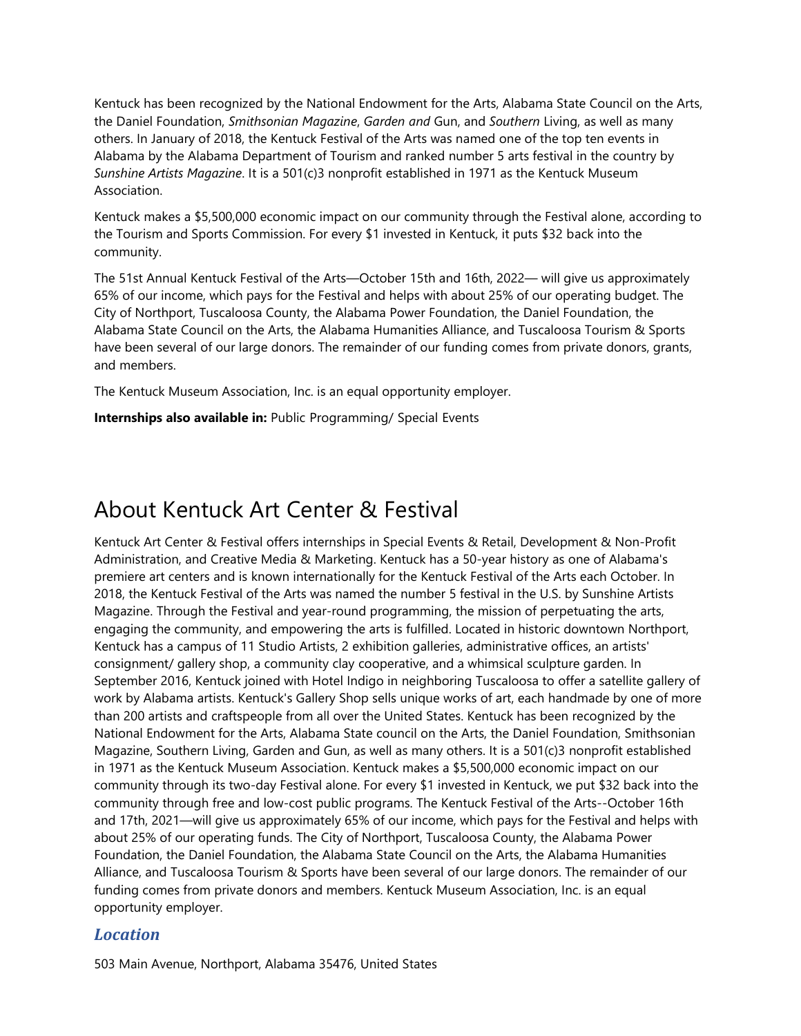Kentuck has been recognized by the National Endowment for the Arts, Alabama State Council on the Arts, the Daniel Foundation, *Smithsonian Magazine*, *Garden and* Gun, and *Southern* Living, as well as many others. In January of 2018, the Kentuck Festival of the Arts was named one of the top ten events in Alabama by the Alabama Department of Tourism and ranked number 5 arts festival in the country by *Sunshine Artists Magazine*. It is a 501(c)3 nonprofit established in 1971 as the Kentuck Museum Association.

Kentuck makes a $5,500,000 economic impact on our community through the Festival alone, according to the Tourism and Sports Commission. For every $1 invested in Kentuck, it puts $32 back into the community.

The 51st Annual Kentuck Festival of the Arts—October 15th and 16th, 2022— will give us approximately 65% of our income, which pays for the Festival and helps with about 25% of our operating budget. The City of Northport, Tuscaloosa County, the Alabama Power Foundation, the Daniel Foundation, the Alabama State Council on the Arts, the Alabama Humanities Alliance, and Tuscaloosa Tourism & Sports have been several of our large donors. The remainder of our funding comes from private donors, grants, and members.

The Kentuck Museum Association, Inc. is an equal opportunity employer.

**Internships also available in:** Public Programming/ Special Events

# About Kentuck Art Center & Festival

Kentuck Art Center & Festival offers internships in Special Events & Retail, Development & Non-Profit Administration, and Creative Media & Marketing. Kentuck has a 50-year history as one of Alabama's premiere art centers and is known internationally for the Kentuck Festival of the Arts each October. In 2018, the Kentuck Festival of the Arts was named the number 5 festival in the U.S. by Sunshine Artists Magazine. Through the Festival and year-round programming, the mission of perpetuating the arts, engaging the community, and empowering the arts is fulfilled. Located in historic downtown Northport, Kentuck has a campus of 11 Studio Artists, 2 exhibition galleries, administrative offices, an artists' consignment/ gallery shop, a community clay cooperative, and a whimsical sculpture garden. In September 2016, Kentuck joined with Hotel Indigo in neighboring Tuscaloosa to offer a satellite gallery of work by Alabama artists. Kentuck's Gallery Shop sells unique works of art, each handmade by one of more than 200 artists and craftspeople from all over the United States. Kentuck has been recognized by the National Endowment for the Arts, Alabama State council on the Arts, the Daniel Foundation, Smithsonian Magazine, Southern Living, Garden and Gun, as well as many others. It is a 501(c)3 nonprofit established in 1971 as the Kentuck Museum Association. Kentuck makes a $5,500,000 economic impact on our community through its two-day Festival alone. For every $1 invested in Kentuck, we put $32 back into the community through free and low-cost public programs. The Kentuck Festival of the Arts--October 16th and 17th, 2021—will give us approximately 65% of our income, which pays for the Festival and helps with about 25% of our operating funds. The City of Northport, Tuscaloosa County, the Alabama Power Foundation, the Daniel Foundation, the Alabama State Council on the Arts, the Alabama Humanities Alliance, and Tuscaloosa Tourism & Sports have been several of our large donors. The remainder of our funding comes from private donors and members. Kentuck Museum Association, Inc. is an equal opportunity employer.

### *Location*

503 Main Avenue, Northport, Alabama 35476, United States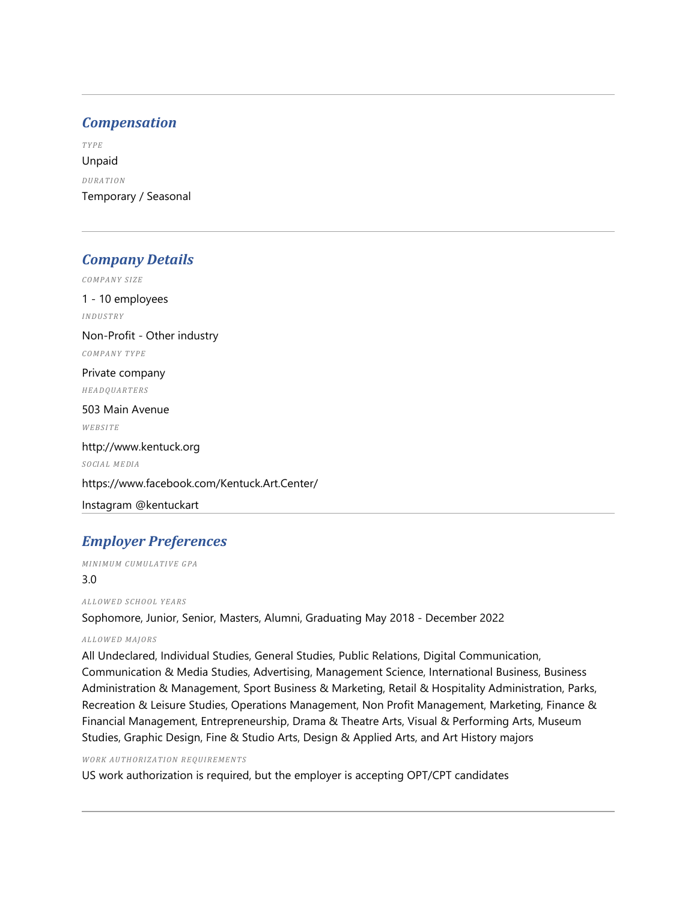---

## *Compensation*

*TYPE*

Unpaid

*DURATION*

Temporary / Seasonal

---

## *Company Details*

*COMPANY SIZE*

1 - 10 employees

*INDUSTRY*

Non-Profit - Other industry

*COMPANY TYPE*

Private company

*HEADQUARTERS*

503 Main Avenue

*WEBSITE*

http://www.kentuck.org

*SOCIAL MEDIA*

https://www.facebook.com/Kentuck.Art.Center/

Instagram @kentuckart

---

## *Employer Preferences*

*MINIMUM CUMULATIVE GPA*

3.0

*ALLOWED SCHOOL YEARS*

Sophomore, Junior, Senior, Masters, Alumni, Graduating May 2018 - December 2022

*ALLOWED MAJORS*

All Undeclared, Individual Studies, General Studies, Public Relations, Digital Communication, Communication & Media Studies, Advertising, Management Science, International Business, Business Administration & Management, Sport Business & Marketing, Retail & Hospitality Administration, Parks, Recreation & Leisure Studies, Operations Management, Non Profit Management, Marketing, Finance & Financial Management, Entrepreneurship, Drama & Theatre Arts, Visual & Performing Arts, Museum Studies, Graphic Design, Fine & Studio Arts, Design & Applied Arts, and Art History majors

*WORK AUTHORIZATION REQUIREMENTS*

US work authorization is required, but the employer is accepting OPT/CPT candidates

---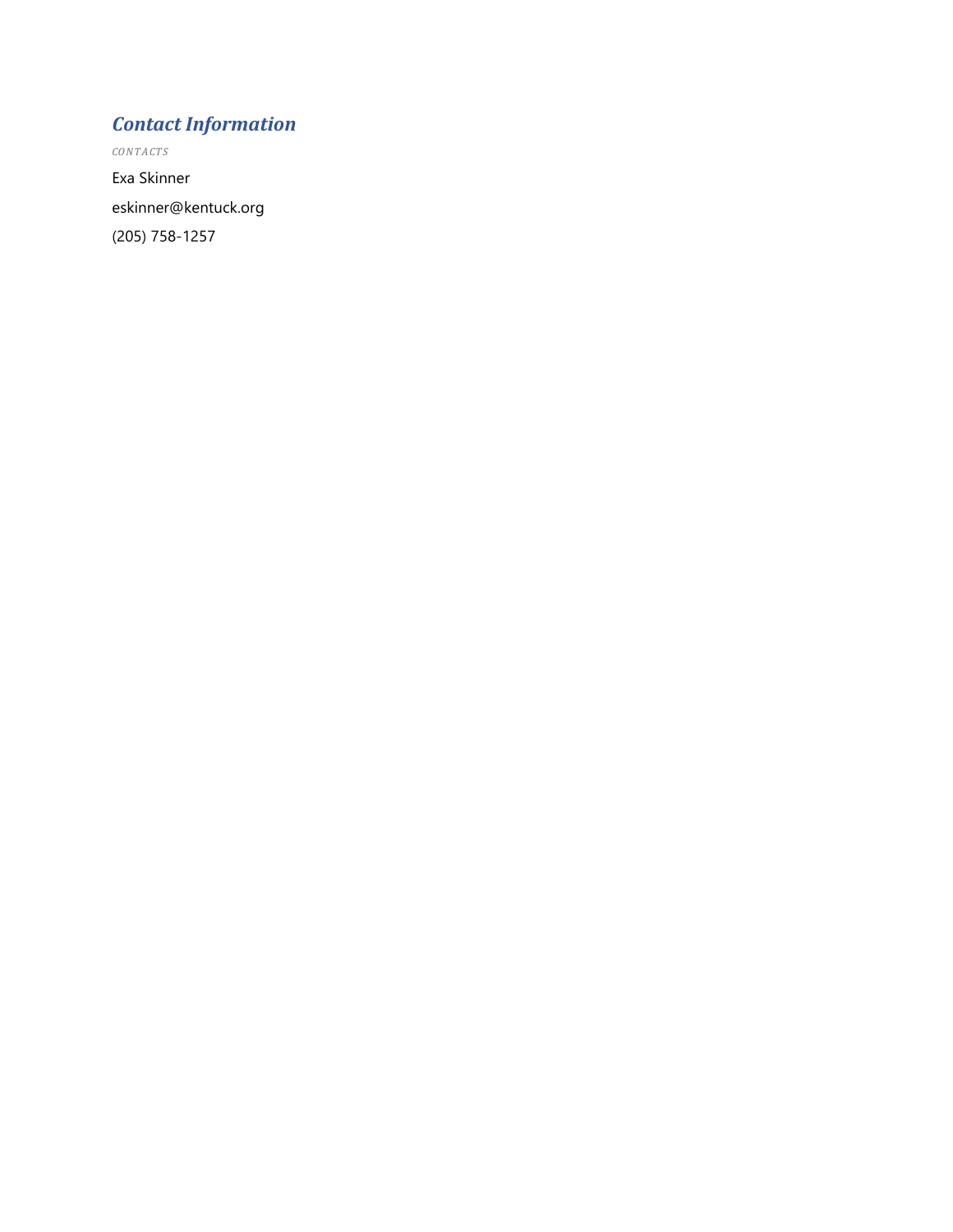## *Contact Information*

*CONTACTS*

Exa Skinner

eskinner@kentuck.org

(205) 758-1257